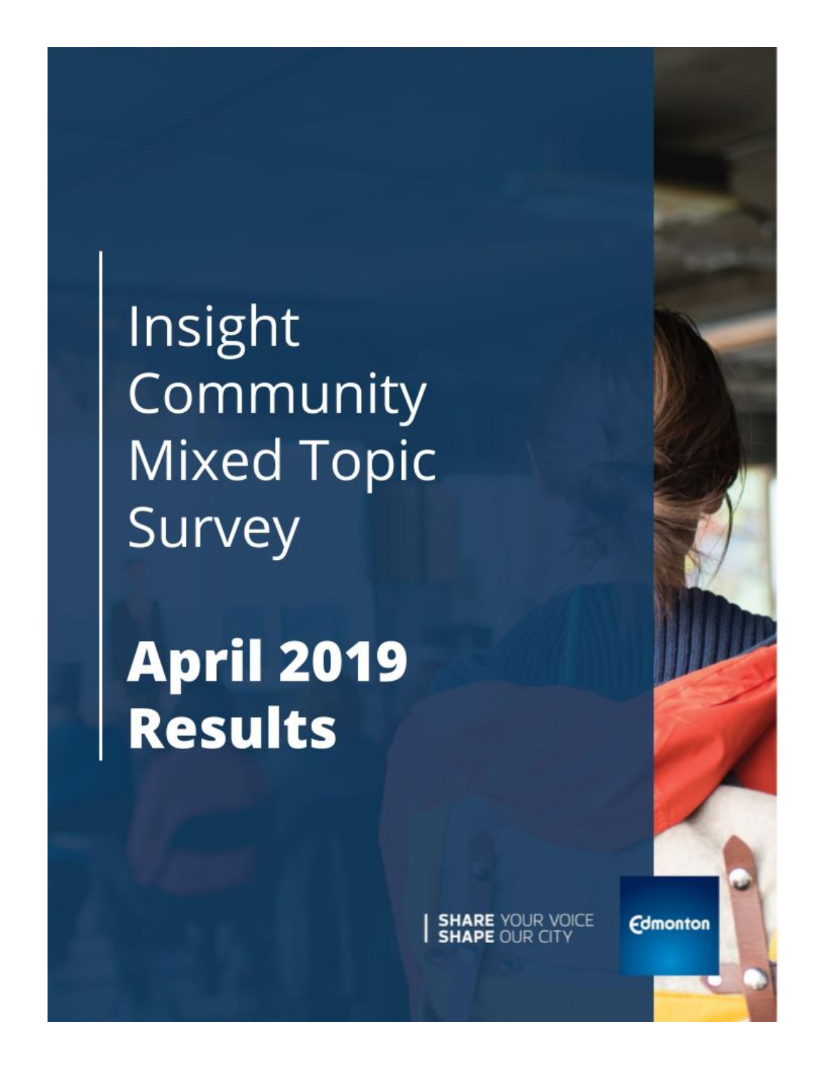# Insight Community Mixed Topic Survey

# April 2019 Results

SHARE YOUR VOICE
SHAPE OUR CITY

Edmonton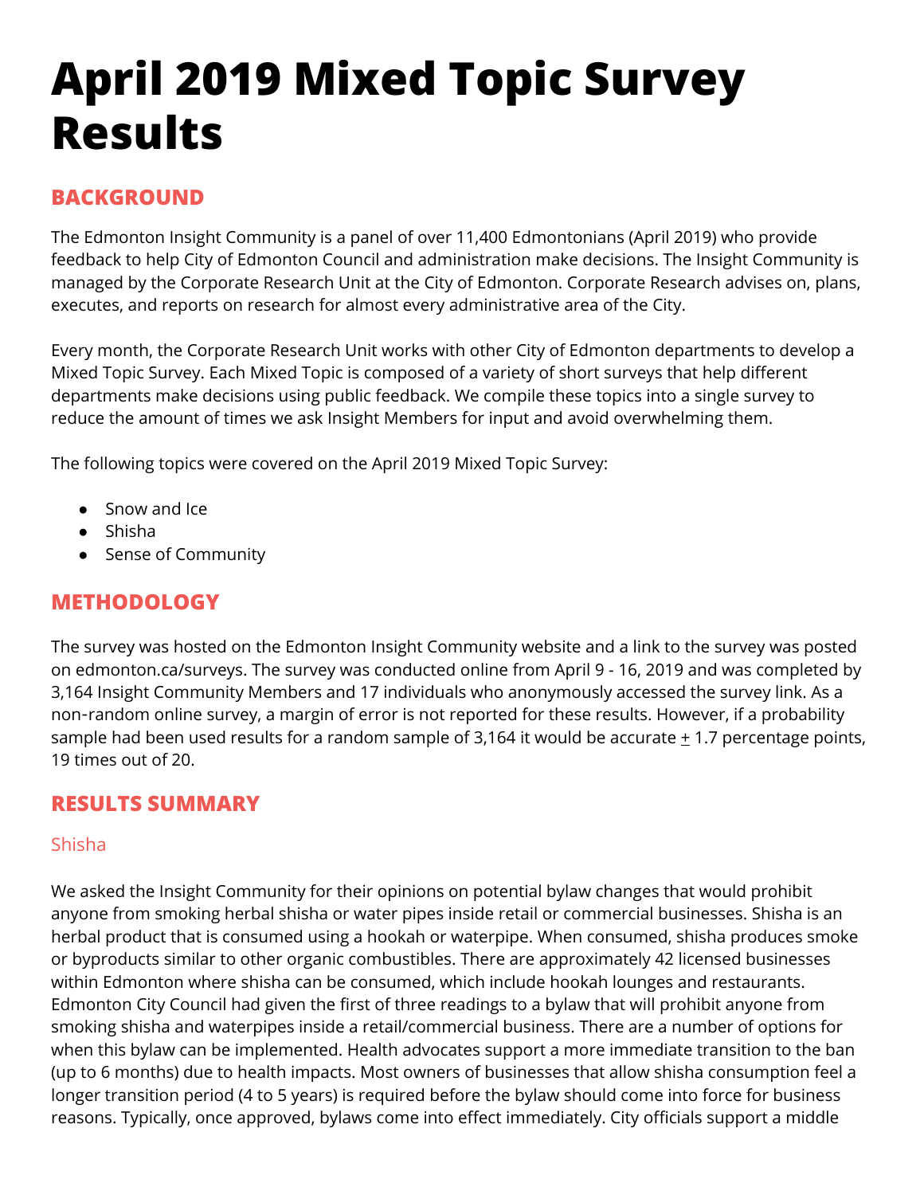# April 2019 Mixed Topic Survey Results

## BACKGROUND

The Edmonton Insight Community is a panel of over 11,400 Edmontonians (April 2019) who provide feedback to help City of Edmonton Council and administration make decisions. The Insight Community is managed by the Corporate Research Unit at the City of Edmonton. Corporate Research advises on, plans, executes, and reports on research for almost every administrative area of the City.

Every month, the Corporate Research Unit works with other City of Edmonton departments to develop a Mixed Topic Survey. Each Mixed Topic is composed of a variety of short surveys that help different departments make decisions using public feedback. We compile these topics into a single survey to reduce the amount of times we ask Insight Members for input and avoid overwhelming them.

The following topics were covered on the April 2019 Mixed Topic Survey:

- Snow and Ice
- Shisha
- Sense of Community

## METHODOLOGY

The survey was hosted on the Edmonton Insight Community website and a link to the survey was posted on edmonton.ca/surveys. The survey was conducted online from April 9 - 16, 2019 and was completed by 3,164 Insight Community Members and 17 individuals who anonymously accessed the survey link. As a non-random online survey, a margin of error is not reported for these results. However, if a probability sample had been used results for a random sample of 3,164 it would be accurate ± 1.7 percentage points, 19 times out of 20.

## RESULTS SUMMARY

### Shisha

We asked the Insight Community for their opinions on potential bylaw changes that would prohibit anyone from smoking herbal shisha or water pipes inside retail or commercial businesses. Shisha is an herbal product that is consumed using a hookah or waterpipe. When consumed, shisha produces smoke or byproducts similar to other organic combustibles. There are approximately 42 licensed businesses within Edmonton where shisha can be consumed, which include hookah lounges and restaurants. Edmonton City Council had given the first of three readings to a bylaw that will prohibit anyone from smoking shisha and waterpipes inside a retail/commercial business. There are a number of options for when this bylaw can be implemented. Health advocates support a more immediate transition to the ban (up to 6 months) due to health impacts. Most owners of businesses that allow shisha consumption feel a longer transition period (4 to 5 years) is required before the bylaw should come into force for business reasons. Typically, once approved, bylaws come into effect immediately. City officials support a middle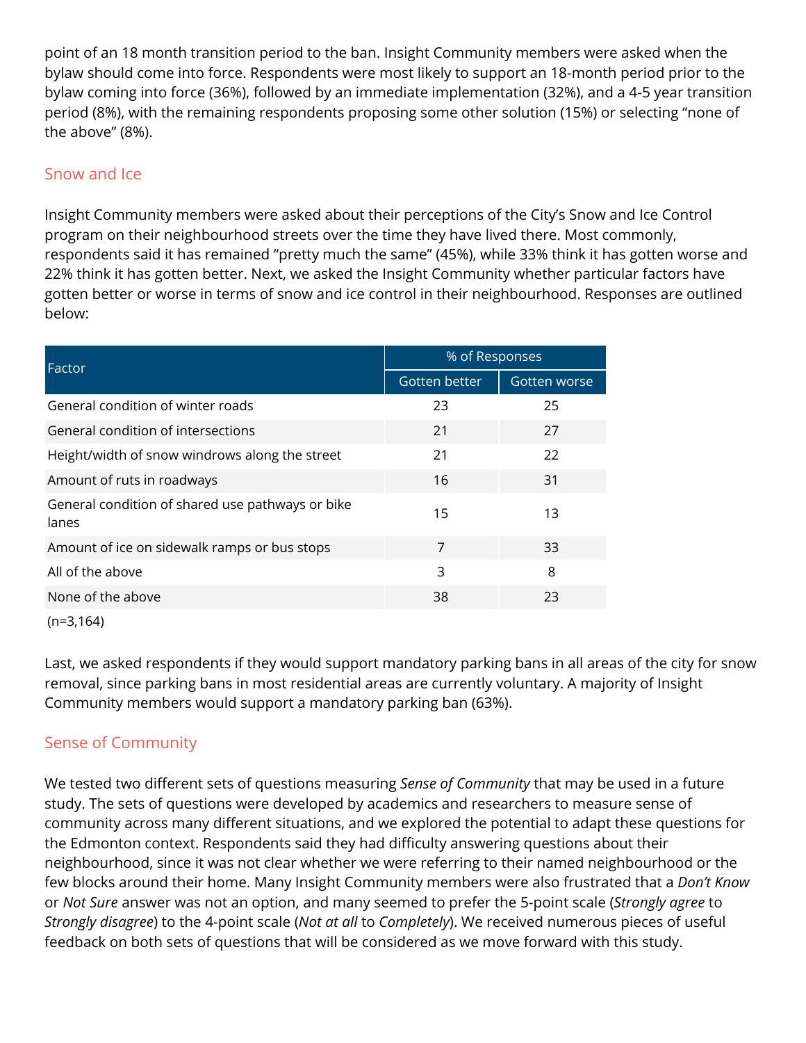point of an 18 month transition period to the ban. Insight Community members were asked when the bylaw should come into force. Respondents were most likely to support an 18-month period prior to the bylaw coming into force (36%), followed by an immediate implementation (32%), and a 4-5 year transition period (8%), with the remaining respondents proposing some other solution (15%) or selecting "none of the above" (8%).

## Snow and Ice

Insight Community members were asked about their perceptions of the City's Snow and Ice Control program on their neighbourhood streets over the time they have lived there. Most commonly, respondents said it has remained "pretty much the same" (45%), while 33% think it has gotten worse and 22% think it has gotten better. Next, we asked the Insight Community whether particular factors have gotten better or worse in terms of snow and ice control in their neighbourhood. Responses are outlined below:

| Factor | % of Responses | |
|---|---|---|
| | Gotten better | Gotten worse |
| General condition of winter roads | 23 | 25 |
| General condition of intersections | 21 | 27 |
| Height/width of snow windrows along the street | 21 | 22 |
| Amount of ruts in roadways | 16 | 31 |
| General condition of shared use pathways or bike lanes | 15 | 13 |
| Amount of ice on sidewalk ramps or bus stops | 7 | 33 |
| All of the above | 3 | 8 |
| None of the above | 38 | 23 |

(n=3,164)

Last, we asked respondents if they would support mandatory parking bans in all areas of the city for snow removal, since parking bans in most residential areas are currently voluntary. A majority of Insight Community members would support a mandatory parking ban (63%).

## Sense of Community

We tested two different sets of questions measuring *Sense of Community* that may be used in a future study. The sets of questions were developed by academics and researchers to measure sense of community across many different situations, and we explored the potential to adapt these questions for the Edmonton context. Respondents said they had difficulty answering questions about their neighbourhood, since it was not clear whether we were referring to their named neighbourhood or the few blocks around their home. Many Insight Community members were also frustrated that a *Don't Know* or *Not Sure* answer was not an option, and many seemed to prefer the 5-point scale (*Strongly agree* to *Strongly disagree*) to the 4-point scale (*Not at all* to *Completely*). We received numerous pieces of useful feedback on both sets of questions that will be considered as we move forward with this study.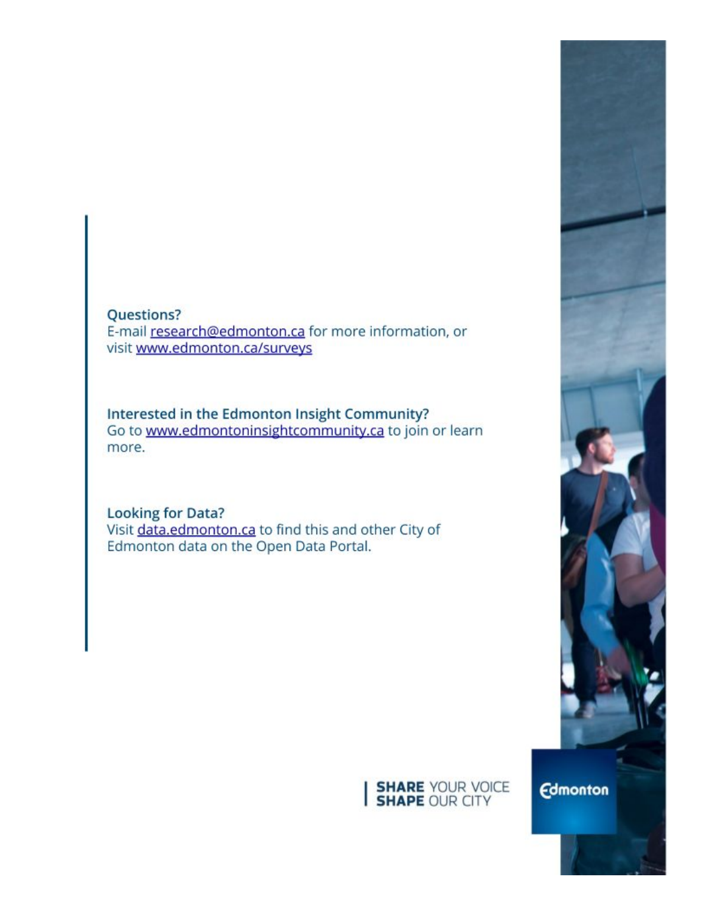**Questions?**
E-mail research@edmonton.ca for more information, or visit www.edmonton.ca/surveys

**Interested in the Edmonton Insight Community?**
Go to www.edmontoninsightcommunity.ca to join or learn more.

**Looking for Data?**
Visit data.edmonton.ca to find this and other City of Edmonton data on the Open Data Portal.

**SHARE** YOUR VOICE
**SHAPE** OUR CITY

Edmonton